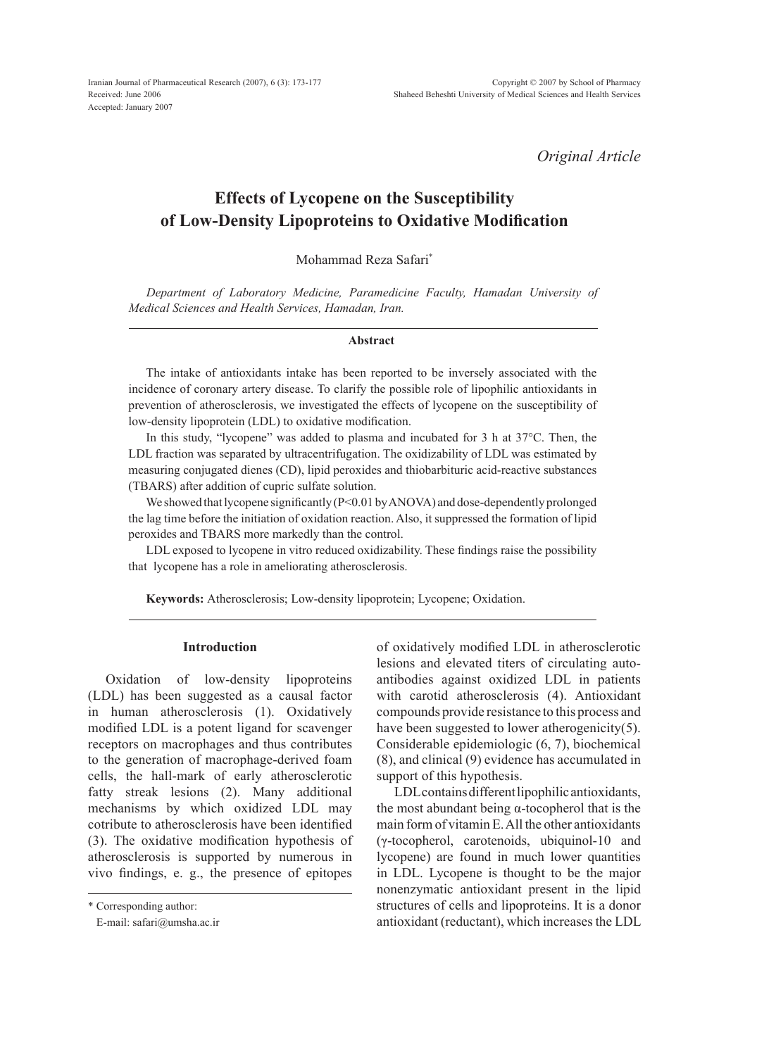*Original Article*

# Effects of Lycopene on the Susceptibility of Low-Density Lipoproteins to Oxidative Modification

Mohammad Reza Safari*

*Department of Laboratory Medicine, Paramedicine Faculty, Hamadan University of Medical Sciences and Health Services, Hamadan, Iran.*

### Abstract

The intake of antioxidants intake has been reported to be inversely associated with the incidence of coronary artery disease. To clarify the possible role of lipophilic antioxidants in prevention of atherosclerosis, we investigated the effects of lycopene on the susceptibility of low-density lipoprotein (LDL) to oxidative modification.

In this study, "lycopene" was added to plasma and incubated for 3 h at 37°C. Then, the LDL fraction was separated by ultracentrifugation. The oxidizability of LDL was estimated by measuring conjugated dienes (CD), lipid peroxides and thiobarbituric acid-reactive substances (TBARS) after addition of cupric sulfate solution.

We showed that lycopene significantly (P<0.01 by ANOVA) and dose-dependently prolonged the lag time before the initiation of oxidation reaction. Also, it suppressed the formation of lipid peroxides and TBARS more markedly than the control.

LDL exposed to lycopene in vitro reduced oxidizability. These findings raise the possibility that lycopene has a role in ameliorating atherosclerosis.

**Keywords:** Atherosclerosis; Low-density lipoprotein; Lycopene; Oxidation.

### Introduction

Oxidation of low-density lipoproteins (LDL) has been suggested as a causal factor in human atherosclerosis (1). Oxidatively modified LDL is a potent ligand for scavenger receptors on macrophages and thus contributes to the generation of macrophage-derived foam cells, the hall-mark of early atherosclerotic fatty streak lesions (2). Many additional mechanisms by which oxidized LDL may cotribute to atherosclerosis have been identified (3). The oxidative modification hypothesis of atherosclerosis is supported by numerous in vivo findings, e. g., the presence of epitopes of oxidatively modified LDL in atherosclerotic lesions and elevated titers of circulating auto-antibodies against oxidized LDL in patients with carotid atherosclerosis (4). Antioxidant compounds provide resistance to this process and have been suggested to lower atherogenicity(5). Considerable epidemiologic (6, 7), biochemical (8), and clinical (9) evidence has accumulated in support of this hypothesis.

LDL contains different lipophilic antioxidants, the most abundant being α-tocopherol that is the main form of vitamin E. All the other antioxidants (γ-tocopherol, carotenoids, ubiquinol-10 and lycopene) are found in much lower quantities in LDL. Lycopene is thought to be the major nonenzymatic antioxidant present in the lipid structures of cells and lipoproteins. It is a donor antioxidant (reductant), which increases the LDL

\* Corresponding author:
E-mail: safari@umsha.ac.ir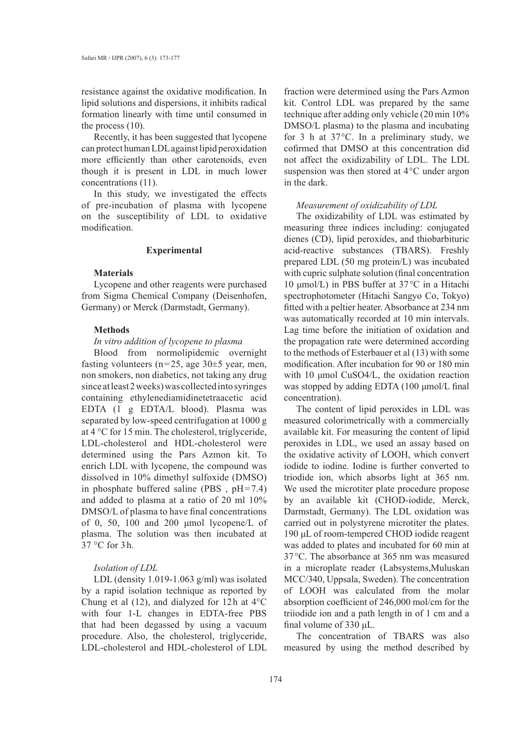resistance against the oxidative modification. In lipid solutions and dispersions, it inhibits radical formation linearly with time until consumed in the process (10).

Recently, it has been suggested that lycopene can protect human LDL against lipid peroxidation more efficiently than other carotenoids, even though it is present in LDL in much lower concentrations (11).

In this study, we investigated the effects of pre-incubation of plasma with lycopene on the susceptibility of LDL to oxidative modification.

## Experimental

### Materials

Lycopene and other reagents were purchased from Sigma Chemical Company (Deisenhofen, Germany) or Merck (Darmstadt, Germany).

### Methods

*In vitro addition of lycopene to plasma*

Blood from normolipidemic overnight fasting volunteers (n=25, age 30±5 year, men, non smokers, non diabetics, not taking any drug since at least 2 weeks) was collected into syringes containing ethylenediamidinetetraacetic acid EDTA (1 g EDTA/L blood). Plasma was separated by low-speed centrifugation at 1000 g at 4 °C for 15 min. The cholesterol, triglyceride, LDL-cholesterol and HDL-cholesterol were determined using the Pars Azmon kit. To enrich LDL with lycopene, the compound was dissolved in 10% dimethyl sulfoxide (DMSO) in phosphate buffered saline (PBS , pH=7.4) and added to plasma at a ratio of 20 ml 10% DMSO/L of plasma to have final concentrations of 0, 50, 100 and 200 µmol lycopene/L of plasma. The solution was then incubated at 37 °C for 3 h.

*Isolation of LDL*

LDL (density 1.019-1.063 g/ml) was isolated by a rapid isolation technique as reported by Chung et al (12), and dialyzed for 12 h at 4°C with four 1-L changes in EDTA-free PBS that had been degassed by using a vacuum procedure. Also, the cholesterol, triglyceride, LDL-cholesterol and HDL-cholesterol of LDL fraction were determined using the Pars Azmon kit. Control LDL was prepared by the same technique after adding only vehicle (20 min 10% DMSO/L plasma) to the plasma and incubating for 3 h at 37°C. In a preliminary study, we cofirmed that DMSO at this concentration did not affect the oxidizability of LDL. The LDL suspension was then stored at 4°C under argon in the dark.

*Measurement of oxidizability of LDL*

The oxidizability of LDL was estimated by measuring three indices including: conjugated dienes (CD), lipid peroxides, and thiobarbituric acid-reactive substances (TBARS). Freshly prepared LDL (50 mg protein/L) was incubated with cupric sulphate solution (final concentration 10 µmol/L) in PBS buffer at 37°C in a Hitachi spectrophotometer (Hitachi Sangyo Co, Tokyo) fitted with a peltier heater. Absorbance at 234 nm was automatically recorded at 10 min intervals. Lag time before the initiation of oxidation and the propagation rate were determined according to the methods of Esterbauer et al (13) with some modification. After incubation for 90 or 180 min with 10 µmol $CuSO_4$/L, the oxidation reaction was stopped by adding EDTA (100 µmol/L final concentration).

The content of lipid peroxides in LDL was measured colorimetrically with a commercially available kit. For measuring the content of lipid peroxides in LDL, we used an assay based on the oxidative activity of LOOH, which convert iodide to iodine. Iodine is further converted to triodide ion, which absorbs light at 365 nm. We used the microtiter plate procedure propose by an available kit (CHOD-iodide, Merck, Darmstadt, Germany). The LDL oxidation was carried out in polystyrene microtiter the plates. 190 µL of room-tempered CHOD iodide reagent was added to plates and incubated for 60 min at 37°C. The absorbance at 365 nm was measured in a microplate reader (Labsystems,Muluskan MCC/340, Uppsala, Sweden). The concentration of LOOH was calculated from the molar absorption coefficient of 246,000 mol/cm for the triiodide ion and a path length in of 1 cm and a final volume of 330 µL.

The concentration of TBARS was also measured by using the method described by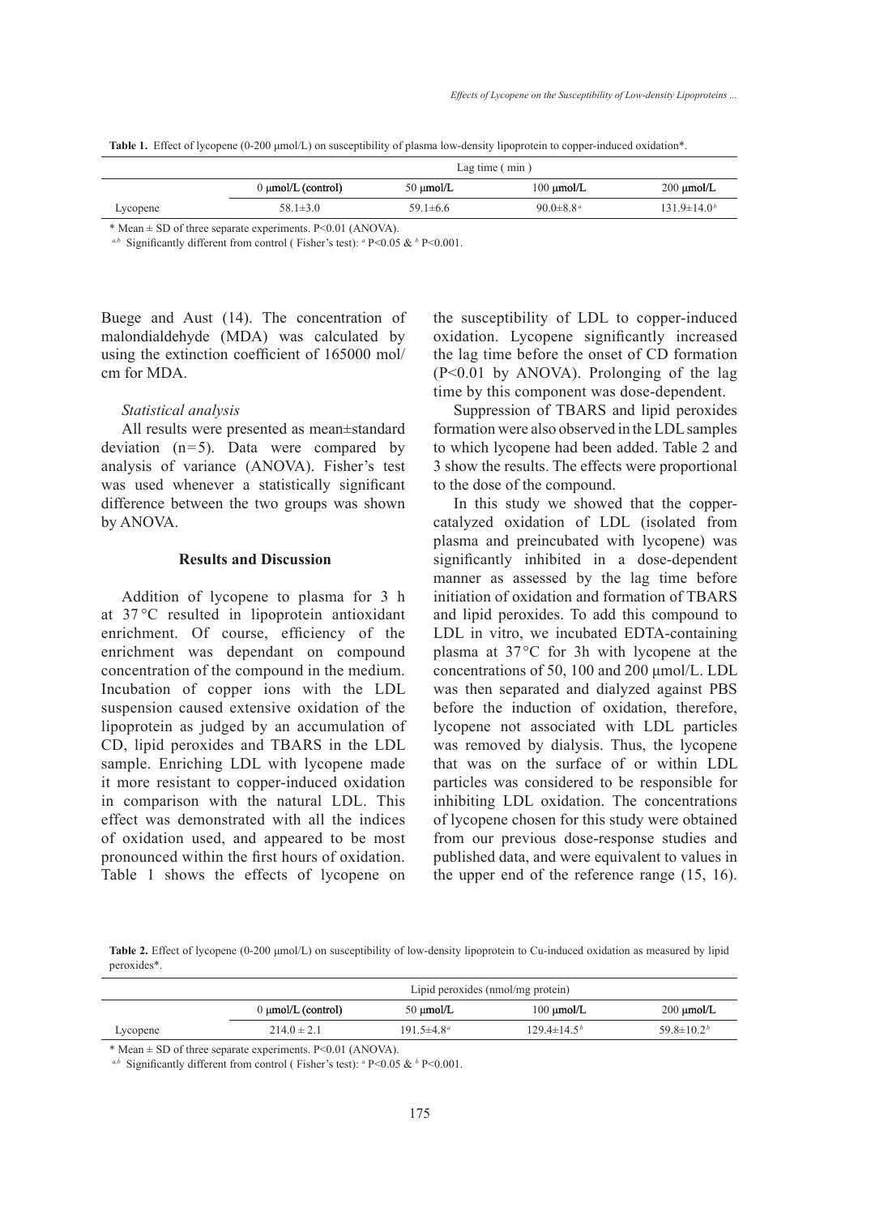**Table 1.** Effect of lycopene (0-200 μmol/L) on susceptibility of plasma low-density lipoprotein to copper-induced oxidation*.

| | Lag time ( min ) | | | |
|---|---|---|---|---|
| | 0 μmol/L (control) | 50 μmol/L | 100 μmol/L | 200 μmol/L |
| Lycopene | 58.1±3.0 | 59.1±6.6 | 90.0±8.8[a] | 131.9±14.0[b] |

\* Mean ± SD of three separate experiments. P<0.01 (ANOVA).

[a,b] Significantly different from control ( Fisher's test): [a] P<0.05 & [b] P<0.001.

Buege and Aust (14). The concentration of malondialdehyde (MDA) was calculated by using the extinction coefficient of 165000 mol/cm for MDA.

### *Statistical analysis*

All results were presented as mean±standard deviation (n=5). Data were compared by analysis of variance (ANOVA). Fisher's test was used whenever a statistically significant difference between the two groups was shown by ANOVA.

## Results and Discussion

Addition of lycopene to plasma for 3 h at 37 °C resulted in lipoprotein antioxidant enrichment. Of course, efficiency of the enrichment was dependant on compound concentration of the compound in the medium. Incubation of copper ions with the LDL suspension caused extensive oxidation of the lipoprotein as judged by an accumulation of CD, lipid peroxides and TBARS in the LDL sample. Enriching LDL with lycopene made it more resistant to copper-induced oxidation in comparison with the natural LDL. This effect was demonstrated with all the indices of oxidation used, and appeared to be most pronounced within the first hours of oxidation. Table 1 shows the effects of lycopene on the susceptibility of LDL to copper-induced oxidation. Lycopene significantly increased the lag time before the onset of CD formation (P<0.01 by ANOVA). Prolonging of the lag time by this component was dose-dependent.

Suppression of TBARS and lipid peroxides formation were also observed in the LDL samples to which lycopene had been added. Table 2 and 3 show the results. The effects were proportional to the dose of the compound.

In this study we showed that the copper-catalyzed oxidation of LDL (isolated from plasma and preincubated with lycopene) was significantly inhibited in a dose-dependent manner as assessed by the lag time before initiation of oxidation and formation of TBARS and lipid peroxides. To add this compound to LDL in vitro, we incubated EDTA-containing plasma at 37 °C for 3h with lycopene at the concentrations of 50, 100 and 200 μmol/L. LDL was then separated and dialyzed against PBS before the induction of oxidation, therefore, lycopene not associated with LDL particles was removed by dialysis. Thus, the lycopene that was on the surface of or within LDL particles was considered to be responsible for inhibiting LDL oxidation. The concentrations of lycopene chosen for this study were obtained from our previous dose-response studies and published data, and were equivalent to values in the upper end of the reference range (15, 16).

**Table 2.** Effect of lycopene (0-200 μmol/L) on susceptibility of low-density lipoprotein to Cu-induced oxidation as measured by lipid peroxides*.

| | Lipid peroxides (nmol/mg protein) | | | |
|---|---|---|---|---|
| | 0 μmol/L (control) | 50 μmol/L | 100 μmol/L | 200 μmol/L |
| Lycopene | 214.0 ± 2.1 | 191.5±4.8[a] | 129.4±14.5[b] | 59.8±10.2[b] |

\* Mean ± SD of three separate experiments. P<0.01 (ANOVA).

[a,b] Significantly different from control ( Fisher's test): [a] P<0.05 & [b] P<0.001.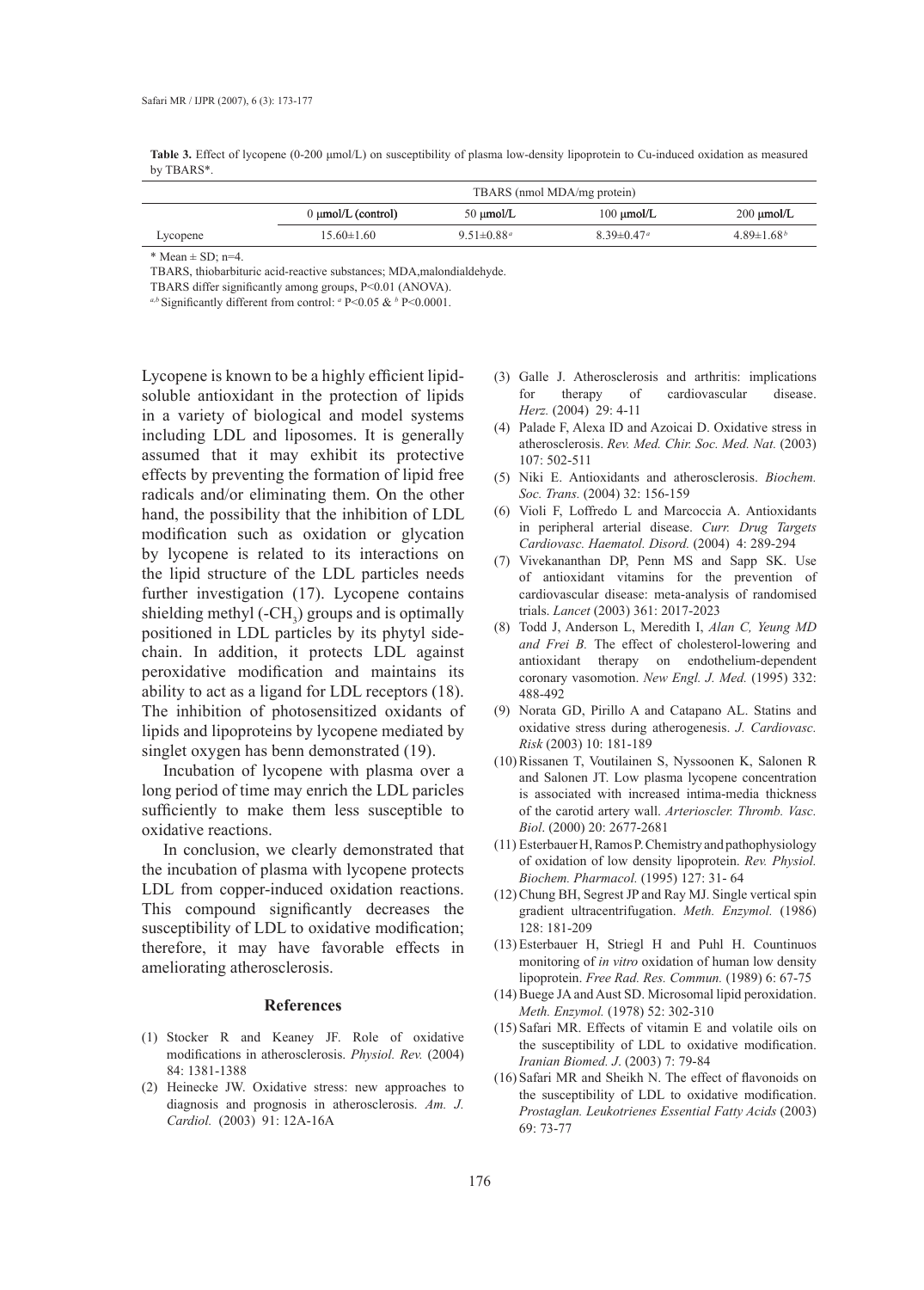**Table 3.** Effect of lycopene (0-200 μmol/L) on susceptibility of plasma low-density lipoprotein to Cu-induced oxidation as measured by TBARS*.

| | TBARS (nmol MDA/mg protein) | | | |
|---|---|---|---|---|
| | 0 μmol/L (control) | 50 μmol/L | 100 μmol/L | 200 μmol/L |
| Lycopene | 15.60±1.60 | 9.51±0.88[a] | 8.39±0.47[a] | 4.89±1.68[b] |

* Mean ± SD; n=4.

TBARS, thiobarbituric acid-reactive substances; MDA,malondialdehyde.

TBARS differ significantly among groups, P<0.01 (ANOVA).

[a,b] Significantly different from control: [a] P<0.05 & [b] P<0.0001.

Lycopene is known to be a highly efficient lipid-soluble antioxidant in the protection of lipids in a variety of biological and model systems including LDL and liposomes. It is generally assumed that it may exhibit its protective effects by preventing the formation of lipid free radicals and/or eliminating them. On the other hand, the possibility that the inhibition of LDL modification such as oxidation or glycation by lycopene is related to its interactions on the lipid structure of the LDL particles needs further investigation (17). Lycopene contains shielding methyl ($-CH_3$) groups and is optimally positioned in LDL particles by its phytyl side-chain. In addition, it protects LDL against peroxidative modification and maintains its ability to act as a ligand for LDL receptors (18). The inhibition of photosensitized oxidants of lipids and lipoproteins by lycopene mediated by singlet oxygen has benn demonstrated (19).

Incubation of lycopene with plasma over a long period of time may enrich the LDL paricles sufficiently to make them less susceptible to oxidative reactions.

In conclusion, we clearly demonstrated that the incubation of plasma with lycopene protects LDL from copper-induced oxidation reactions. This compound significantly decreases the susceptibility of LDL to oxidative modification; therefore, it may have favorable effects in ameliorating atherosclerosis.

## References

(1) Stocker R and Keaney JF. Role of oxidative modifications in atherosclerosis. *Physiol. Rev.* (2004) 84: 1381-1388

(2) Heinecke JW. Oxidative stress: new approaches to diagnosis and prognosis in atherosclerosis. *Am. J. Cardiol.* (2003) 91: 12A-16A

(3) Galle J. Atherosclerosis and arthritis: implications for therapy of cardiovascular disease. *Herz.* (2004) 29: 4-11

(4) Palade F, Alexa ID and Azoicai D. Oxidative stress in atherosclerosis. *Rev. Med. Chir. Soc. Med. Nat.* (2003) 107: 502-511

(5) Niki E. Antioxidants and atherosclerosis. *Biochem. Soc. Trans.* (2004) 32: 156-159

(6) Violi F, Loffredo L and Marcoccia A. Antioxidants in peripheral arterial disease. *Curr. Drug Targets Cardiovasc. Haematol. Disord.* (2004) 4: 289-294

(7) Vivekananthan DP, Penn MS and Sapp SK. Use of antioxidant vitamins for the prevention of cardiovascular disease: meta-analysis of randomised trials. *Lancet* (2003) 361: 2017-2023

(8) Todd J, Anderson L, Meredith I, *Alan C, Yeung MD and Frei B.* The effect of cholesterol-lowering and antioxidant therapy on endothelium-dependent coronary vasomotion. *New Engl. J. Med.* (1995) 332: 488-492

(9) Norata GD, Pirillo A and Catapano AL. Statins and oxidative stress during atherogenesis. *J. Cardiovasc. Risk* (2003) 10: 181-189

(10) Rissanen T, Voutilainen S, Nyssoonen K, Salonen R and Salonen JT. Low plasma lycopene concentration is associated with increased intima-media thickness of the carotid artery wall. *Arterioscler. Thromb. Vasc. Biol.* (2000) 20: 2677-2681

(11) Esterbauer H, Ramos P. Chemistry and pathophysiology of oxidation of low density lipoprotein. *Rev. Physiol. Biochem. Pharmacol.* (1995) 127: 31- 64

(12) Chung BH, Segrest JP and Ray MJ. Single vertical spin gradient ultracentrifugation. *Meth. Enzymol.* (1986) 128: 181-209

(13) Esterbauer H, Striegl H and Puhl H. Countinuos monitoring of *in vitro* oxidation of human low density lipoprotein. *Free Rad. Res. Commun.* (1989) 6: 67-75

(14) Buege JA and Aust SD. Microsomal lipid peroxidation. *Meth. Enzymol.* (1978) 52: 302-310

(15) Safari MR. Effects of vitamin E and volatile oils on the susceptibility of LDL to oxidative modification. *Iranian Biomed. J*. (2003) 7: 79-84

(16) Safari MR and Sheikh N. The effect of flavonoids on the susceptibility of LDL to oxidative modification. *Prostaglan. Leukotrienes Essential Fatty Acids* (2003) 69: 73-77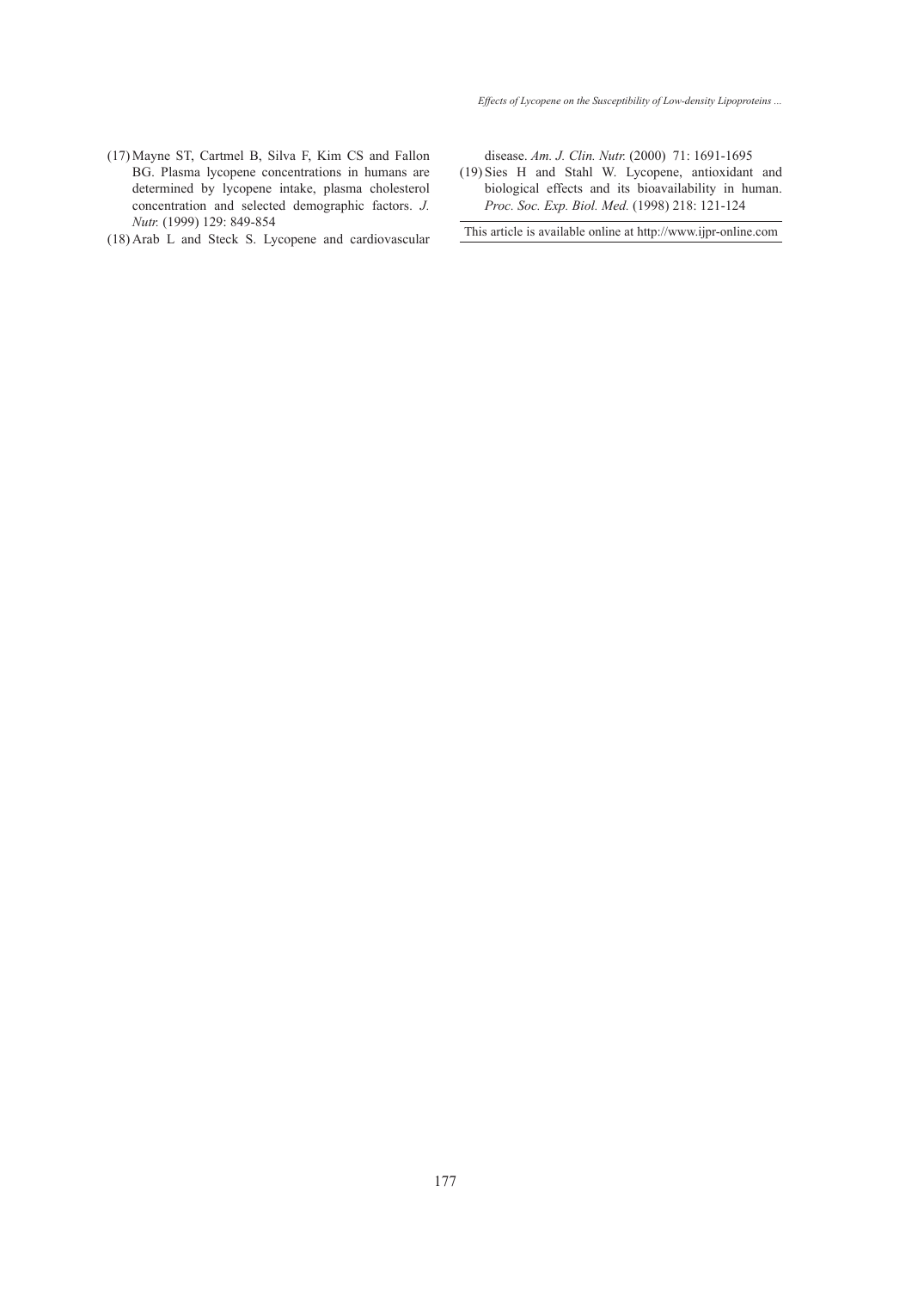(17) Mayne ST, Cartmel B, Silva F, Kim CS and Fallon BG. Plasma lycopene concentrations in humans are determined by lycopene intake, plasma cholesterol concentration and selected demographic factors. *J. Nutr.* (1999) 129: 849-854

(18) Arab L and Steck S. Lycopene and cardiovascular disease. *Am. J. Clin. Nutr.* (2000) 71: 1691-1695

(19) Sies H and Stahl W. Lycopene, antioxidant and biological effects and its bioavailability in human. *Proc. Soc. Exp. Biol. Med.* (1998) 218: 121-124

This article is available online at http://www.ijpr-online.com